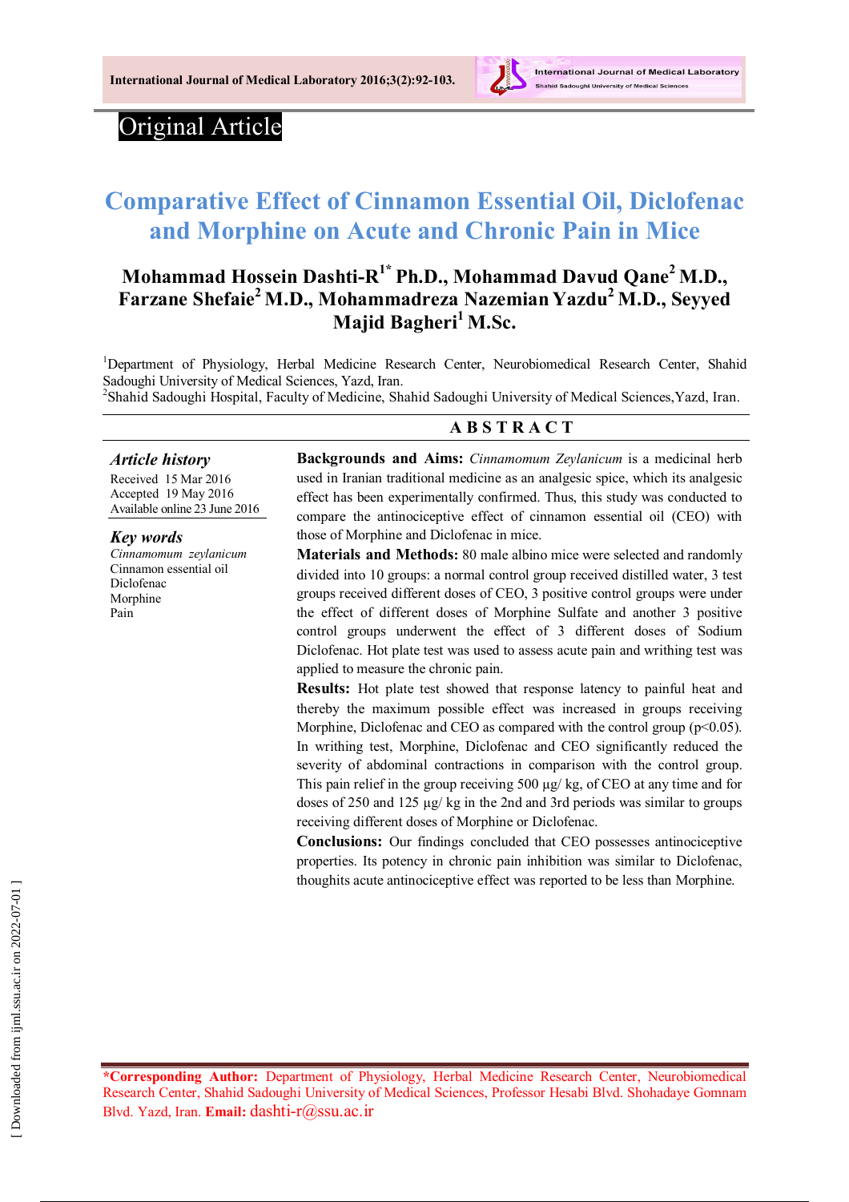Original Article

# Comparative Effect of Cinnamon Essential Oil, Diclofenac and Morphine on Acute and Chronic Pain in Mice

**Mohammad Hossein Dashti-R[1*] Ph.D., Mohammad Davud Qane[2] M.D., Farzane Shefaie[2] M.D., Mohammadreza Nazemian Yazdu[2] M.D., Seyyed Majid Bagheri[1] M.Sc.**

[1]Department of Physiology, Herbal Medicine Research Center, Neurobiomedical Research Center, Shahid Sadoughi University of Medical Sciences, Yazd, Iran.
[2]Shahid Sadoughi Hospital, Faculty of Medicine, Shahid Sadoughi University of Medical Sciences,Yazd, Iran.

## ABSTRACT

### *Article history*

Received 15 Mar 2016
Accepted 19 May 2016
Available online 23 June 2016

### *Key words*

*Cinnamomum zeylanicum*
Cinnamon essential oil
Diclofenac
Morphine
Pain

**Backgrounds and Aims:** *Cinnamomum Zeylanicum* is a medicinal herb used in Iranian traditional medicine as an analgesic spice, which its analgesic effect has been experimentally confirmed. Thus, this study was conducted to compare the antinociceptive effect of cinnamon essential oil (CEO) with those of Morphine and Diclofenac in mice.

**Materials and Methods:** 80 male albino mice were selected and randomly divided into 10 groups: a normal control group received distilled water, 3 test groups received different doses of CEO, 3 positive control groups were under the effect of different doses of Morphine Sulfate and another 3 positive control groups underwent the effect of 3 different doses of Sodium Diclofenac. Hot plate test was used to assess acute pain and writhing test was applied to measure the chronic pain.

**Results:** Hot plate test showed that response latency to painful heat and thereby the maximum possible effect was increased in groups receiving Morphine, Diclofenac and CEO as compared with the control group ($p<0.05$). In writhing test, Morphine, Diclofenac and CEO significantly reduced the severity of abdominal contractions in comparison with the control group. This pain relief in the group receiving 500 µg/ kg, of CEO at any time and for doses of 250 and 125 µg/ kg in the 2nd and 3rd periods was similar to groups receiving different doses of Morphine or Diclofenac.

**Conclusions:** Our findings concluded that CEO possesses antinociceptive properties. Its potency in chronic pain inhibition was similar to Diclofenac, thoughits acute antinociceptive effect was reported to be less than Morphine.

**\*Corresponding Author:** Department of Physiology, Herbal Medicine Research Center, Neurobiomedical Research Center, Shahid Sadoughi University of Medical Sciences, Professor Hesabi Blvd. Shohadaye Gomnam Blvd. Yazd, Iran. **Email:** dashti-r@ssu.ac.ir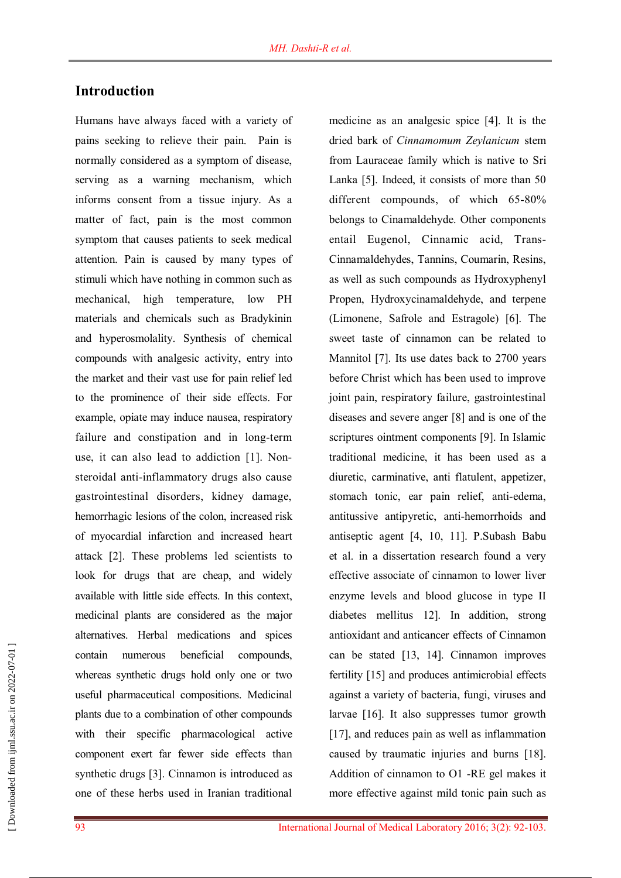## Introduction

Humans have always faced with a variety of pains seeking to relieve their pain. Pain is normally considered as a symptom of disease, serving as a warning mechanism, which informs consent from a tissue injury. As a matter of fact, pain is the most common symptom that causes patients to seek medical attention. Pain is caused by many types of stimuli which have nothing in common such as mechanical, high temperature, low PH materials and chemicals such as Bradykinin and hyperosmolality. Synthesis of chemical compounds with analgesic activity, entry into the market and their vast use for pain relief led to the prominence of their side effects. For example, opiate may induce nausea, respiratory failure and constipation and in long-term use, it can also lead to addiction [1]. Non-steroidal anti-inflammatory drugs also cause gastrointestinal disorders, kidney damage, hemorrhagic lesions of the colon, increased risk of myocardial infarction and increased heart attack [2]. These problems led scientists to look for drugs that are cheap, and widely available with little side effects. In this context, medicinal plants are considered as the major alternatives. Herbal medications and spices contain numerous beneficial compounds, whereas synthetic drugs hold only one or two useful pharmaceutical compositions. Medicinal plants due to a combination of other compounds with their specific pharmacological active component exert far fewer side effects than synthetic drugs [3]. Cinnamon is introduced as one of these herbs used in Iranian traditional medicine as an analgesic spice [4]. It is the dried bark of *Cinnamomum Zeylanicum* stem from Lauraceae family which is native to Sri Lanka [5]. Indeed, it consists of more than 50 different compounds, of which 65-80% belongs to Cinamaldehyde. Other components entail Eugenol, Cinnamic acid, Trans-Cinnamaldehydes, Tannins, Coumarin, Resins, as well as such compounds as Hydroxyphenyl Propen, Hydroxycinamaldehyde, and terpene (Limonene, Safrole and Estragole) [6]. The sweet taste of cinnamon can be related to Mannitol [7]. Its use dates back to 2700 years before Christ which has been used to improve joint pain, respiratory failure, gastrointestinal diseases and severe anger [8] and is one of the scriptures ointment components [9]. In Islamic traditional medicine, it has been used as a diuretic, carminative, anti flatulent, appetizer, stomach tonic, ear pain relief, anti-edema, antitussive antipyretic, anti-hemorrhoids and antiseptic agent [4, 10, 11]. P.Subash Babu et al. in a dissertation research found a very effective associate of cinnamon to lower liver enzyme levels and blood glucose in type II diabetes mellitus 12]. In addition, strong antioxidant and anticancer effects of Cinnamon can be stated [13, 14]. Cinnamon improves fertility [15] and produces antimicrobial effects against a variety of bacteria, fungi, viruses and larvae [16]. It also suppresses tumor growth [17], and reduces pain as well as inflammation caused by traumatic injuries and burns [18]. Addition of cinnamon to O1 -RE gel makes it more effective against mild tonic pain such as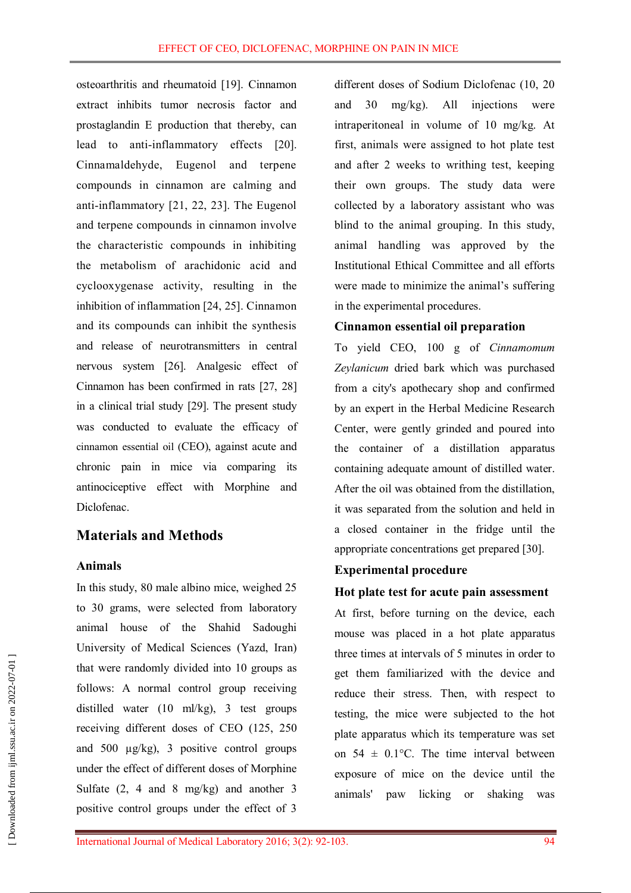osteoarthritis and rheumatoid [19]. Cinnamon extract inhibits tumor necrosis factor and prostaglandin E production that thereby, can lead to anti-inflammatory effects [20]. Cinnamaldehyde, Eugenol and terpene compounds in cinnamon are calming and anti-inflammatory [21, 22, 23]. The Eugenol and terpene compounds in cinnamon involve the characteristic compounds in inhibiting the metabolism of arachidonic acid and cyclooxygenase activity, resulting in the inhibition of inflammation [24, 25]. Cinnamon and its compounds can inhibit the synthesis and release of neurotransmitters in central nervous system [26]. Analgesic effect of Cinnamon has been confirmed in rats [27, 28] in a clinical trial study [29]. The present study was conducted to evaluate the efficacy of cinnamon essential oil (CEO), against acute and chronic pain in mice via comparing its antinociceptive effect with Morphine and Diclofenac.

## Materials and Methods

### Animals

In this study, 80 male albino mice, weighed 25 to 30 grams, were selected from laboratory animal house of the Shahid Sadoughi University of Medical Sciences (Yazd, Iran) that were randomly divided into 10 groups as follows: A normal control group receiving distilled water (10 ml/kg), 3 test groups receiving different doses of CEO (125, 250 and 500 µg/kg), 3 positive control groups under the effect of different doses of Morphine Sulfate (2, 4 and 8 mg/kg) and another 3 positive control groups under the effect of 3 different doses of Sodium Diclofenac (10, 20 and 30 mg/kg). All injections were intraperitoneal in volume of 10 mg/kg. At first, animals were assigned to hot plate test and after 2 weeks to writhing test, keeping their own groups. The study data were collected by a laboratory assistant who was blind to the animal grouping. In this study, animal handling was approved by the Institutional Ethical Committee and all efforts were made to minimize the animal's suffering in the experimental procedures.

### Cinnamon essential oil preparation

To yield CEO, 100 g of *Cinnamomum Zeylanicum* dried bark which was purchased from a city's apothecary shop and confirmed by an expert in the Herbal Medicine Research Center, were gently grinded and poured into the container of a distillation apparatus containing adequate amount of distilled water. After the oil was obtained from the distillation, it was separated from the solution and held in a closed container in the fridge until the appropriate concentrations get prepared [30].

### Experimental procedure

### Hot plate test for acute pain assessment

At first, before turning on the device, each mouse was placed in a hot plate apparatus three times at intervals of 5 minutes in order to get them familiarized with the device and reduce their stress. Then, with respect to testing, the mice were subjected to the hot plate apparatus which its temperature was set on 54 ± 0.1°C. The time interval between exposure of mice on the device until the animals' paw licking or shaking was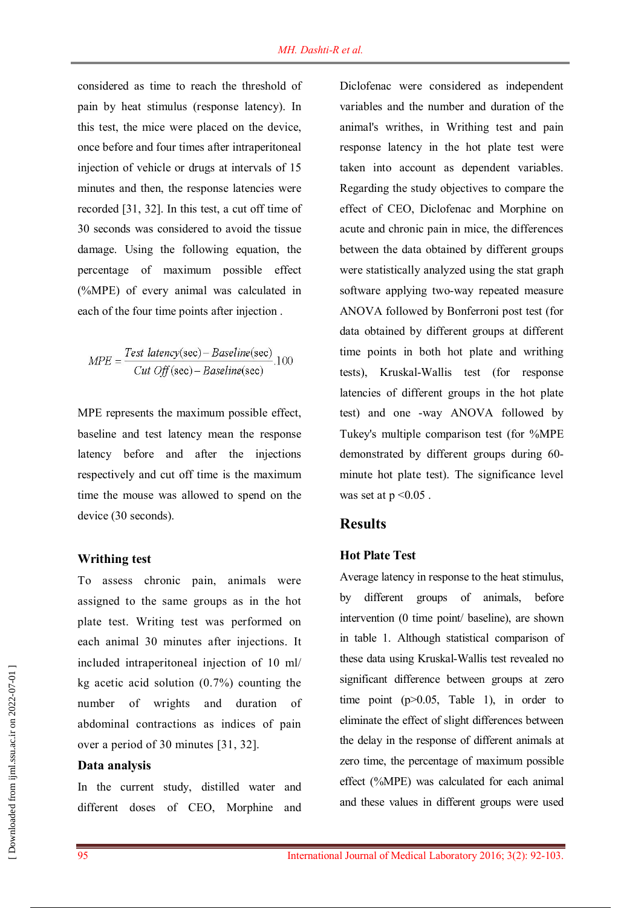considered as time to reach the threshold of pain by heat stimulus (response latency). In this test, the mice were placed on the device, once before and four times after intraperitoneal injection of vehicle or drugs at intervals of 15 minutes and then, the response latencies were recorded [31, 32]. In this test, a cut off time of 30 seconds was considered to avoid the tissue damage. Using the following equation, the percentage of maximum possible effect (%MPE) of every animal was calculated in each of the four time points after injection .

$$MPE = \frac{Test\ latency(\text{sec}) - Baseline(\text{sec})}{Cut\ Off(\text{sec}) - Baseline(\text{sec})} .100$$

MPE represents the maximum possible effect, baseline and test latency mean the response latency before and after the injections respectively and cut off time is the maximum time the mouse was allowed to spend on the device (30 seconds).

### Writhing test

To assess chronic pain, animals were assigned to the same groups as in the hot plate test. Writing test was performed on each animal 30 minutes after injections. It included intraperitoneal injection of 10 ml/ kg acetic acid solution (0.7%) counting the number of wrights and duration of abdominal contractions as indices of pain over a period of 30 minutes [31, 32].

### Data analysis

In the current study, distilled water and different doses of CEO, Morphine and Diclofenac were considered as independent variables and the number and duration of the animal's writhes, in Writhing test and pain response latency in the hot plate test were taken into account as dependent variables. Regarding the study objectives to compare the effect of CEO, Diclofenac and Morphine on acute and chronic pain in mice, the differences between the data obtained by different groups were statistically analyzed using the stat graph software applying two-way repeated measure ANOVA followed by Bonferroni post test (for data obtained by different groups at different time points in both hot plate and writhing tests), Kruskal-Wallis test (for response latencies of different groups in the hot plate test) and one -way ANOVA followed by Tukey's multiple comparison test (for %MPE demonstrated by different groups during 60-minute hot plate test). The significance level was set at $p < 0.05$ .

## Results

### Hot Plate Test

Average latency in response to the heat stimulus, by different groups of animals, before intervention (0 time point/ baseline), are shown in table 1. Although statistical comparison of these data using Kruskal-Wallis test revealed no significant difference between groups at zero time point ($p > 0.05$, Table 1), in order to eliminate the effect of slight differences between the delay in the response of different animals at zero time, the percentage of maximum possible effect (%MPE) was calculated for each animal and these values in different groups were used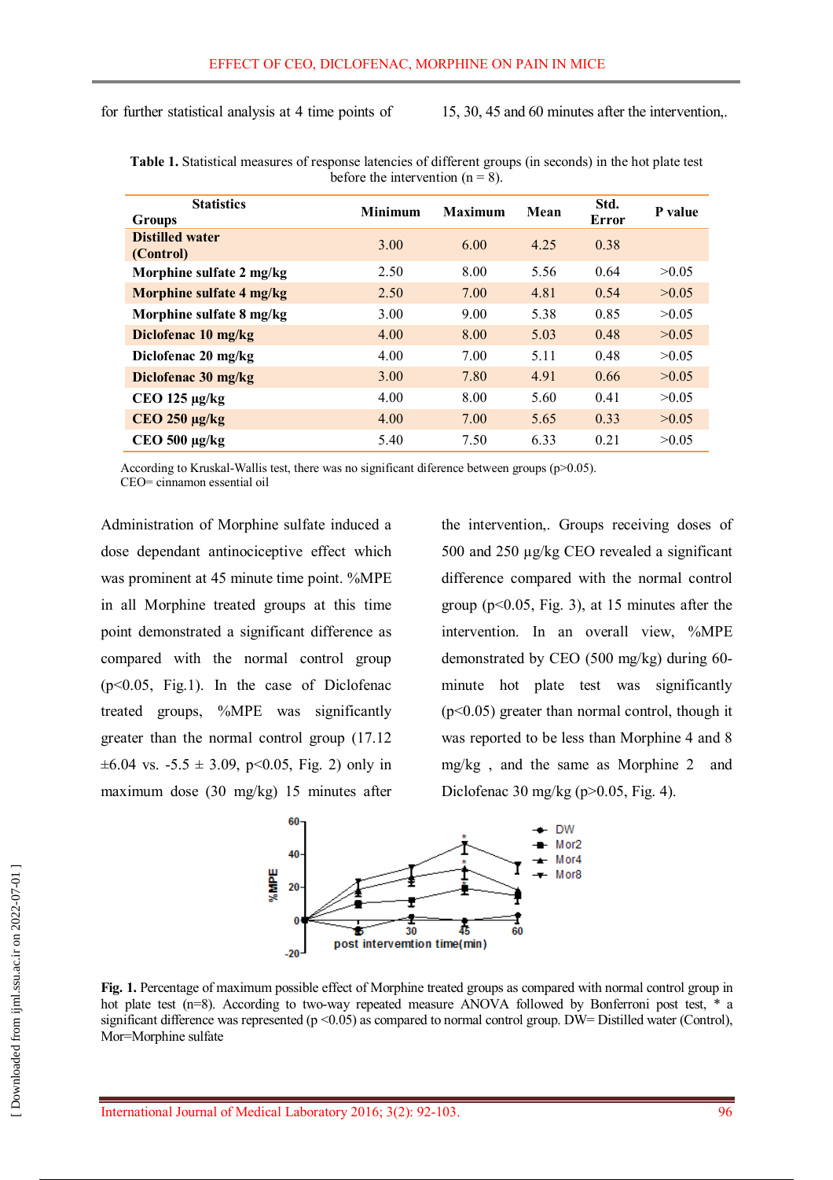for further statistical analysis at 4 time points of 15, 30, 45 and 60 minutes after the intervention,.

**Table 1.** Statistical measures of response latencies of different groups (in seconds) in the hot plate test before the intervention (n = 8).

| Statistics / Groups | Minimum | Maximum | Mean | Std. Error | P value |
|---|---|---|---|---|---|
| **Distilled water (Control)** | 3.00 | 6.00 | 4.25 | 0.38 | |
| **Morphine sulfate 2 mg/kg** | 2.50 | 8.00 | 5.56 | 0.64 | >0.05 |
| **Morphine sulfate 4 mg/kg** | 2.50 | 7.00 | 4.81 | 0.54 | >0.05 |
| **Morphine sulfate 8 mg/kg** | 3.00 | 9.00 | 5.38 | 0.85 | >0.05 |
| **Diclofenac 10 mg/kg** | 4.00 | 8.00 | 5.03 | 0.48 | >0.05 |
| **Diclofenac 20 mg/kg** | 4.00 | 7.00 | 5.11 | 0.48 | >0.05 |
| **Diclofenac 30 mg/kg** | 3.00 | 7.80 | 4.91 | 0.66 | >0.05 |
| **CEO 125 µg/kg** | 4.00 | 8.00 | 5.60 | 0.41 | >0.05 |
| **CEO 250 µg/kg** | 4.00 | 7.00 | 5.65 | 0.33 | >0.05 |
| **CEO 500 µg/kg** | 5.40 | 7.50 | 6.33 | 0.21 | >0.05 |

According to Kruskal-Wallis test, there was no significant diference between groups (p>0.05).
CEO= cinnamon essential oil

Administration of Morphine sulfate induced a dose dependant antinociceptive effect which was prominent at 45 minute time point. %MPE in all Morphine treated groups at this time point demonstrated a significant difference as compared with the normal control group ($p<0.05$, Fig.1). In the case of Diclofenac treated groups, %MPE was significantly greater than the normal control group (17.12 ±6.04 vs. -5.5 ± 3.09, $p<0.05$, Fig. 2) only in maximum dose (30 mg/kg) 15 minutes after the intervention,. Groups receiving doses of 500 and 250 µg/kg CEO revealed a significant difference compared with the normal control group ($p<0.05$, Fig. 3), at 15 minutes after the intervention. In an overall view, %MPE demonstrated by CEO (500 mg/kg) during 60-minute hot plate test was significantly ($p<0.05$) greater than normal control, though it was reported to be less than Morphine 4 and 8 mg/kg , and the same as Morphine 2 and Diclofenac 30 mg/kg ($p>0.05$, Fig. 4).

%MPE
60
40
20
0
-20
15
30
45
60
post intervemtion time(min)
DW
Mor2
Mor4
Mor8

**Fig. 1.** Percentage of maximum possible effect of Morphine treated groups as compared with normal control group in hot plate test (n=8). According to two-way repeated measure ANOVA followed by Bonferroni post test, * a significant difference was represented (p <0.05) as compared to normal control group. DW= Distilled water (Control), Mor=Morphine sulfate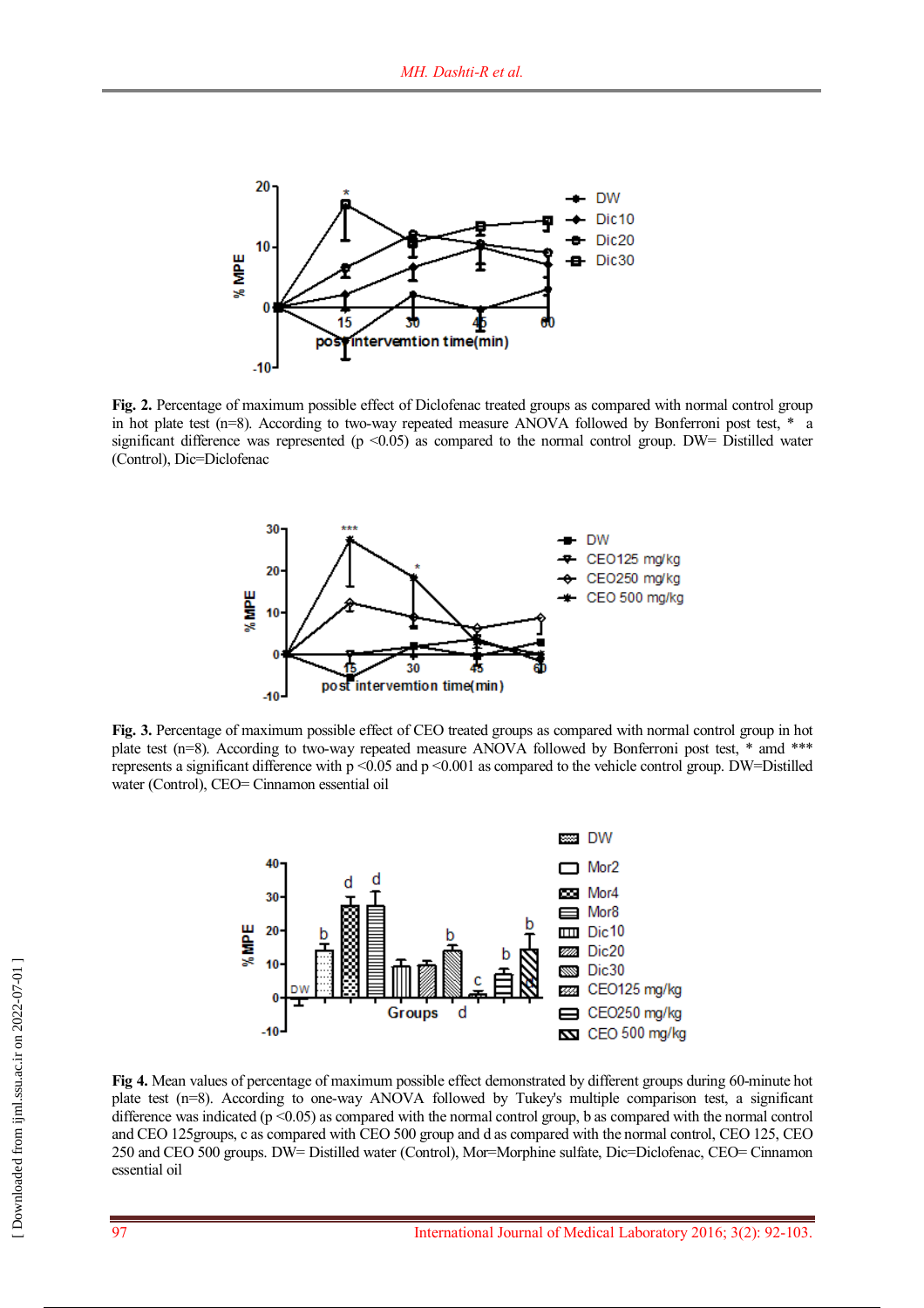20
10
0
-10
% MPE
*
15
30
45
60
post intervemtion time(min)
DW
Dic10
Dic20
Dic30

**Fig. 2.** Percentage of maximum possible effect of Diclofenac treated groups as compared with normal control group in hot plate test (n=8). According to two-way repeated measure ANOVA followed by Bonferroni post test, * a significant difference was represented (p <0.05) as compared to the normal control group. DW= Distilled water (Control), Dic=Diclofenac

30
20
10
0
-10
% MPE
***
*
15
30
45
60
post intervemtion time(min)
DW
CEO125 mg/kg
CEO250 mg/kg
CEO 500 mg/kg

**Fig. 3.** Percentage of maximum possible effect of CEO treated groups as compared with normal control group in hot plate test (n=8). According to two-way repeated measure ANOVA followed by Bonferroni post test, * amd *** represents a significant difference with p <0.05 and p <0.001 as compared to the vehicle control group. DW=Distilled water (Control), CEO= Cinnamon essential oil

40
30
20
10
0
-10
% MPE
DW
b
d
d
b
c
b
b
d
Groups
DW
Mor2
Mor4
Mor8
Dic10
Dic20
Dic30
CEO125 mg/kg
CEO250 mg/kg
CEO 500 mg/kg

**Fig 4.** Mean values of percentage of maximum possible effect demonstrated by different groups during 60-minute hot plate test (n=8). According to one-way ANOVA followed by Tukey's multiple comparison test, a significant difference was indicated (p <0.05) as compared with the normal control group, b as compared with the normal control and CEO 125groups, c as compared with CEO 500 group and d as compared with the normal control, CEO 125, CEO 250 and CEO 500 groups. DW= Distilled water (Control), Mor=Morphine sulfate, Dic=Diclofenac, CEO= Cinnamon essential oil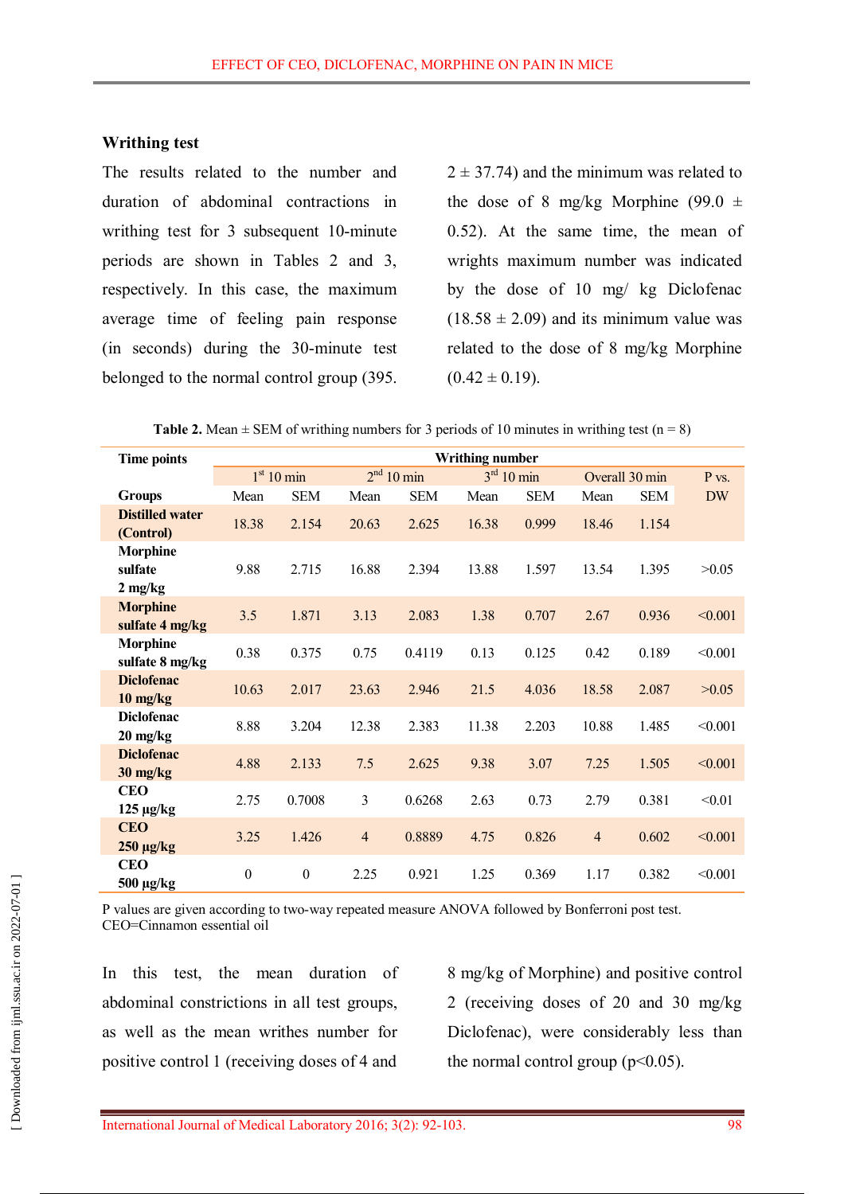### Writhing test

The results related to the number and duration of abdominal contractions in writhing test for 3 subsequent 10-minute periods are shown in Tables 2 and 3, respectively. In this case, the maximum average time of feeling pain response (in seconds) during the 30-minute test belonged to the normal control group (395.2 ± 37.74) and the minimum was related to the dose of 8 mg/kg Morphine (99.0 ± 0.52). At the same time, the mean of wrights maximum number was indicated by the dose of 10 mg/ kg Diclofenac (18.58 ± 2.09) and its minimum value was related to the dose of 8 mg/kg Morphine (0.42 ± 0.19).

**Table 2.** Mean ± SEM of writhing numbers for 3 periods of 10 minutes in writhing test (n = 8)

| Time points | Writhing number | | | | | | | | |
|---|---|---|---|---|---|---|---|---|---|
| | 1st 10 min | | 2nd 10 min | | 3rd 10 min | | Overall 30 min | | P vs. |
| **Groups** | Mean | SEM | Mean | SEM | Mean | SEM | Mean | SEM | DW |
| **Distilled water (Control)** | 18.38 | 2.154 | 20.63 | 2.625 | 16.38 | 0.999 | 18.46 | 1.154 | |
| **Morphine sulfate 2 mg/kg** | 9.88 | 2.715 | 16.88 | 2.394 | 13.88 | 1.597 | 13.54 | 1.395 | >0.05 |
| **Morphine sulfate 4 mg/kg** | 3.5 | 1.871 | 3.13 | 2.083 | 1.38 | 0.707 | 2.67 | 0.936 | <0.001 |
| **Morphine sulfate 8 mg/kg** | 0.38 | 0.375 | 0.75 | 0.4119 | 0.13 | 0.125 | 0.42 | 0.189 | <0.001 |
| **Diclofenac 10 mg/kg** | 10.63 | 2.017 | 23.63 | 2.946 | 21.5 | 4.036 | 18.58 | 2.087 | >0.05 |
| **Diclofenac 20 mg/kg** | 8.88 | 3.204 | 12.38 | 2.383 | 11.38 | 2.203 | 10.88 | 1.485 | <0.001 |
| **Diclofenac 30 mg/kg** | 4.88 | 2.133 | 7.5 | 2.625 | 9.38 | 3.07 | 7.25 | 1.505 | <0.001 |
| **CEO 125 µg/kg** | 2.75 | 0.7008 | 3 | 0.6268 | 2.63 | 0.73 | 2.79 | 0.381 | <0.01 |
| **CEO 250 µg/kg** | 3.25 | 1.426 | 4 | 0.8889 | 4.75 | 0.826 | 4 | 0.602 | <0.001 |
| **CEO 500 µg/kg** | 0 | 0 | 2.25 | 0.921 | 1.25 | 0.369 | 1.17 | 0.382 | <0.001 |

P values are given according to two-way repeated measure ANOVA followed by Bonferroni post test.
CEO=Cinnamon essential oil

In this test, the mean duration of abdominal constrictions in all test groups, as well as the mean writhes number for positive control 1 (receiving doses of 4 and 8 mg/kg of Morphine) and positive control 2 (receiving doses of 20 and 30 mg/kg Diclofenac), were considerably less than the normal control group ($p<0.05$).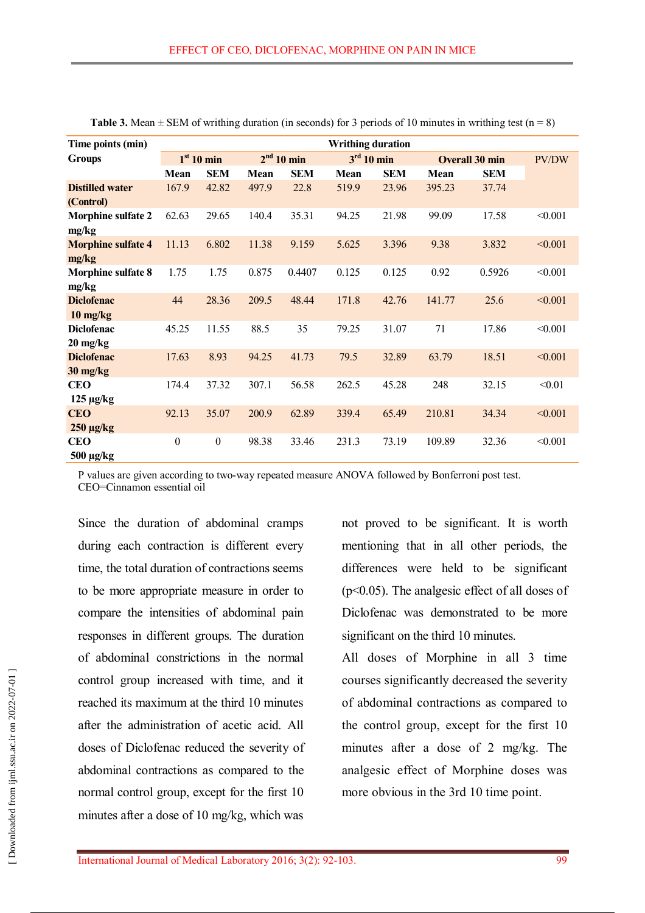**Table 3.** Mean ± SEM of writhing duration (in seconds) for 3 periods of 10 minutes in writhing test (n = 8)

| Time points (min) | Writhing duration | | | | | | | | |
|---|---|---|---|---|---|---|---|---|---|
| Groups | 1st 10 min | | 2nd 10 min | | 3rd 10 min | | Overall 30 min | | PV/DW |
| | Mean | SEM | Mean | SEM | Mean | SEM | Mean | SEM | |
| **Distilled water (Control)** | 167.9 | 42.82 | 497.9 | 22.8 | 519.9 | 23.96 | 395.23 | 37.74 | |
| **Morphine sulfate 2 mg/kg** | 62.63 | 29.65 | 140.4 | 35.31 | 94.25 | 21.98 | 99.09 | 17.58 | <0.001 |
| **Morphine sulfate 4 mg/kg** | 11.13 | 6.802 | 11.38 | 9.159 | 5.625 | 3.396 | 9.38 | 3.832 | <0.001 |
| **Morphine sulfate 8 mg/kg** | 1.75 | 1.75 | 0.875 | 0.4407 | 0.125 | 0.125 | 0.92 | 0.5926 | <0.001 |
| **Diclofenac 10 mg/kg** | 44 | 28.36 | 209.5 | 48.44 | 171.8 | 42.76 | 141.77 | 25.6 | <0.001 |
| **Diclofenac 20 mg/kg** | 45.25 | 11.55 | 88.5 | 35 | 79.25 | 31.07 | 71 | 17.86 | <0.001 |
| **Diclofenac 30 mg/kg** | 17.63 | 8.93 | 94.25 | 41.73 | 79.5 | 32.89 | 63.79 | 18.51 | <0.001 |
| **CEO 125 µg/kg** | 174.4 | 37.32 | 307.1 | 56.58 | 262.5 | 45.28 | 248 | 32.15 | <0.01 |
| **CEO 250 µg/kg** | 92.13 | 35.07 | 200.9 | 62.89 | 339.4 | 65.49 | 210.81 | 34.34 | <0.001 |
| **CEO 500 µg/kg** | 0 | 0 | 98.38 | 33.46 | 231.3 | 73.19 | 109.89 | 32.36 | <0.001 |

P values are given according to two-way repeated measure ANOVA followed by Bonferroni post test.
CEO=Cinnamon essential oil

Since the duration of abdominal cramps during each contraction is different every time, the total duration of contractions seems to be more appropriate measure in order to compare the intensities of abdominal pain responses in different groups. The duration of abdominal constrictions in the normal control group increased with time, and it reached its maximum at the third 10 minutes after the administration of acetic acid. All doses of Diclofenac reduced the severity of abdominal contractions as compared to the normal control group, except for the first 10 minutes after a dose of 10 mg/kg, which was not proved to be significant. It is worth mentioning that in all other periods, the differences were held to be significant ($p<0.05$). The analgesic effect of all doses of Diclofenac was demonstrated to be more significant on the third 10 minutes.

All doses of Morphine in all 3 time courses significantly decreased the severity of abdominal contractions as compared to the control group, except for the first 10 minutes after a dose of 2 mg/kg. The analgesic effect of Morphine doses was more obvious in the 3rd 10 time point.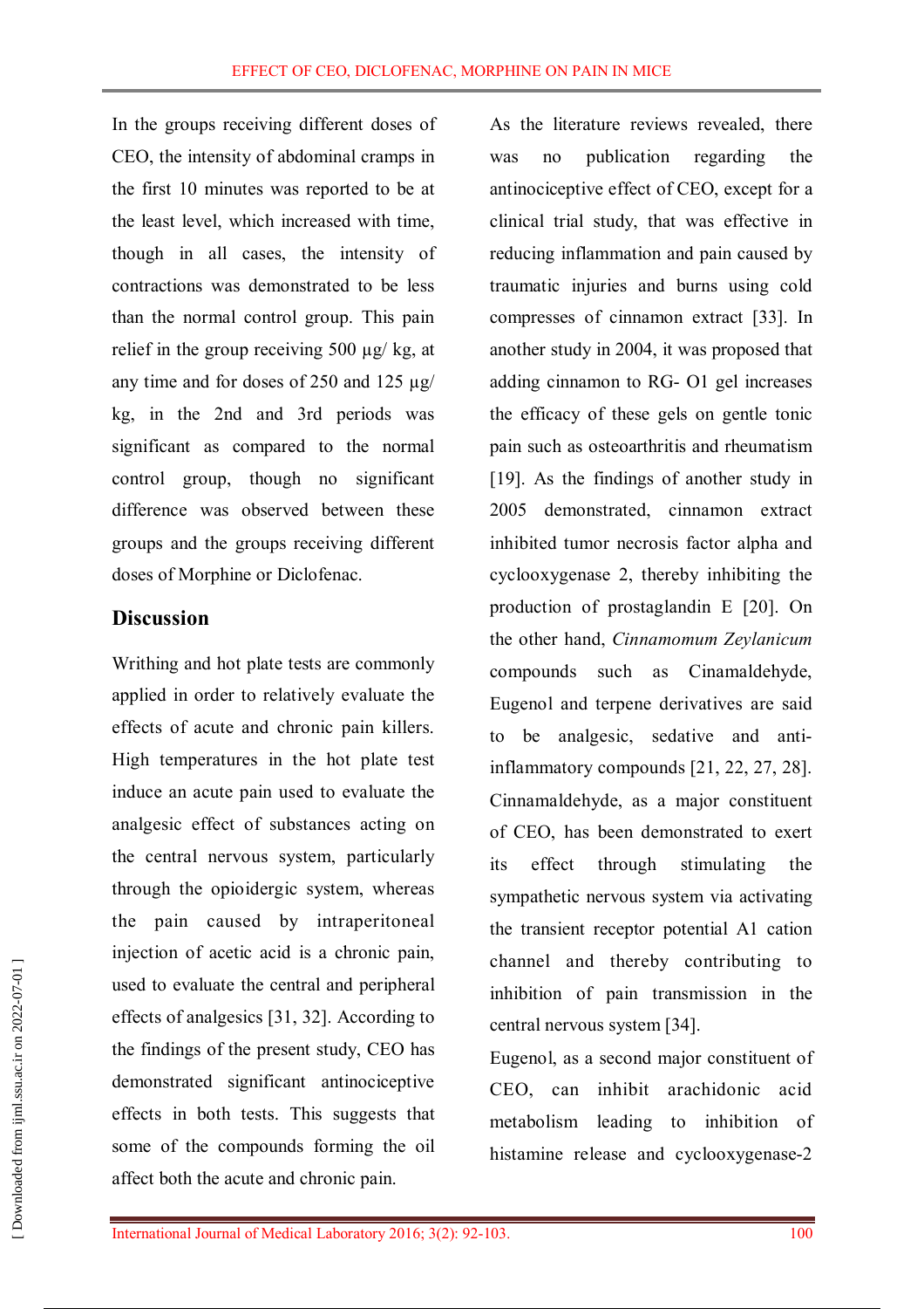In the groups receiving different doses of CEO, the intensity of abdominal cramps in the first 10 minutes was reported to be at the least level, which increased with time, though in all cases, the intensity of contractions was demonstrated to be less than the normal control group. This pain relief in the group receiving 500 µg/ kg, at any time and for doses of 250 and 125 µg/ kg, in the 2nd and 3rd periods was significant as compared to the normal control group, though no significant difference was observed between these groups and the groups receiving different doses of Morphine or Diclofenac.

## Discussion

Writhing and hot plate tests are commonly applied in order to relatively evaluate the effects of acute and chronic pain killers. High temperatures in the hot plate test induce an acute pain used to evaluate the analgesic effect of substances acting on the central nervous system, particularly through the opioidergic system, whereas the pain caused by intraperitoneal injection of acetic acid is a chronic pain, used to evaluate the central and peripheral effects of analgesics [31, 32]. According to the findings of the present study, CEO has demonstrated significant antinociceptive effects in both tests. This suggests that some of the compounds forming the oil affect both the acute and chronic pain.

As the literature reviews revealed, there was no publication regarding the antinociceptive effect of CEO, except for a clinical trial study, that was effective in reducing inflammation and pain caused by traumatic injuries and burns using cold compresses of cinnamon extract [33]. In another study in 2004, it was proposed that adding cinnamon to RG- O1 gel increases the efficacy of these gels on gentle tonic pain such as osteoarthritis and rheumatism [19]. As the findings of another study in 2005 demonstrated, cinnamon extract inhibited tumor necrosis factor alpha and cyclooxygenase 2, thereby inhibiting the production of prostaglandin E [20]. On the other hand, *Cinnamomum Zeylanicum* compounds such as Cinamaldehyde, Eugenol and terpene derivatives are said to be analgesic, sedative and anti-inflammatory compounds [21, 22, 27, 28]. Cinnamaldehyde, as a major constituent of CEO, has been demonstrated to exert its effect through stimulating the sympathetic nervous system via activating the transient receptor potential A1 cation channel and thereby contributing to inhibition of pain transmission in the central nervous system [34].

Eugenol, as a second major constituent of CEO, can inhibit arachidonic acid metabolism leading to inhibition of histamine release and cyclooxygenase-2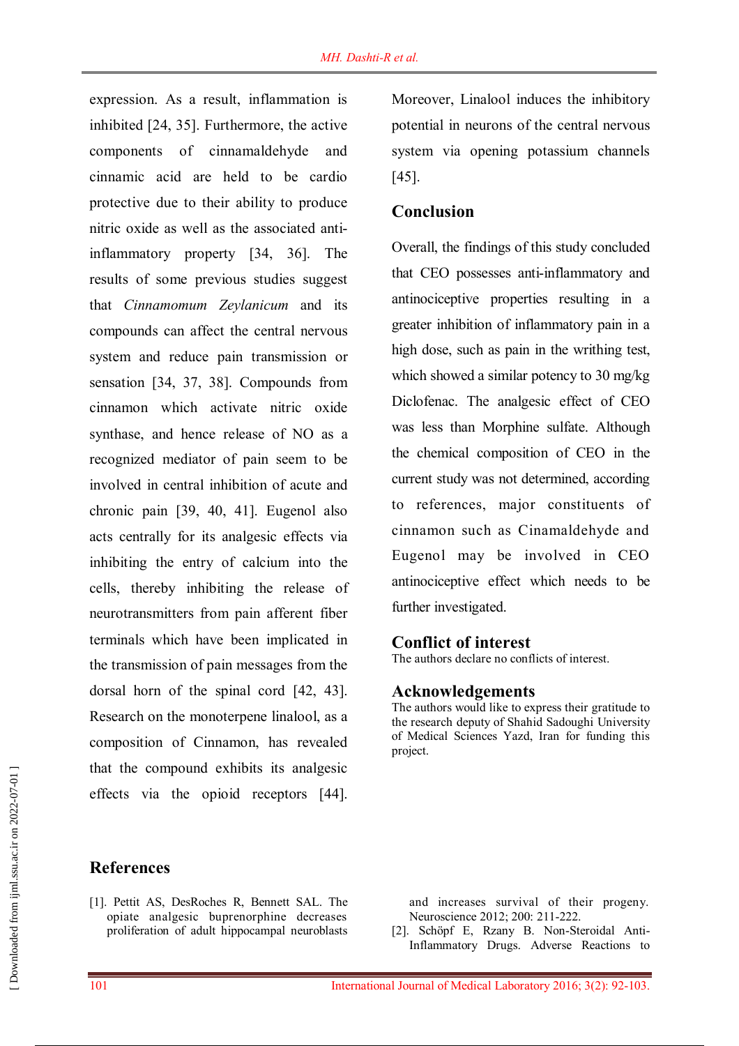expression. As a result, inflammation is inhibited [24, 35]. Furthermore, the active components of cinnamaldehyde and cinnamic acid are held to be cardio protective due to their ability to produce nitric oxide as well as the associated anti-inflammatory property [34, 36]. The results of some previous studies suggest that *Cinnamomum Zeylanicum* and its compounds can affect the central nervous system and reduce pain transmission or sensation [34, 37, 38]. Compounds from cinnamon which activate nitric oxide synthase, and hence release of NO as a recognized mediator of pain seem to be involved in central inhibition of acute and chronic pain [39, 40, 41]. Eugenol also acts centrally for its analgesic effects via inhibiting the entry of calcium into the cells, thereby inhibiting the release of neurotransmitters from pain afferent fiber terminals which have been implicated in the transmission of pain messages from the dorsal horn of the spinal cord [42, 43]. Research on the monoterpene linalool, as a composition of Cinnamon, has revealed that the compound exhibits its analgesic effects via the opioid receptors [44]. Moreover, Linalool induces the inhibitory potential in neurons of the central nervous system via opening potassium channels [45].

## Conclusion

Overall, the findings of this study concluded that CEO possesses anti-inflammatory and antinociceptive properties resulting in a greater inhibition of inflammatory pain in a high dose, such as pain in the writhing test, which showed a similar potency to 30 mg/kg Diclofenac. The analgesic effect of CEO was less than Morphine sulfate. Although the chemical composition of CEO in the current study was not determined, according to references, major constituents of cinnamon such as Cinamaldehyde and Eugenol may be involved in CEO antinociceptive effect which needs to be further investigated.

## Conflict of interest

The authors declare no conflicts of interest.

## Acknowledgements

The authors would like to express their gratitude to the research deputy of Shahid Sadoughi University of Medical Sciences Yazd, Iran for funding this project.

## References

[1]. Pettit AS, DesRoches R, Bennett SAL. The opiate analgesic buprenorphine decreases proliferation of adult hippocampal neuroblasts and increases survival of their progeny. Neuroscience 2012; 200: 211-222.

[2]. Schöpf E, Rzany B. Non-Steroidal Anti-Inflammatory Drugs. Adverse Reactions to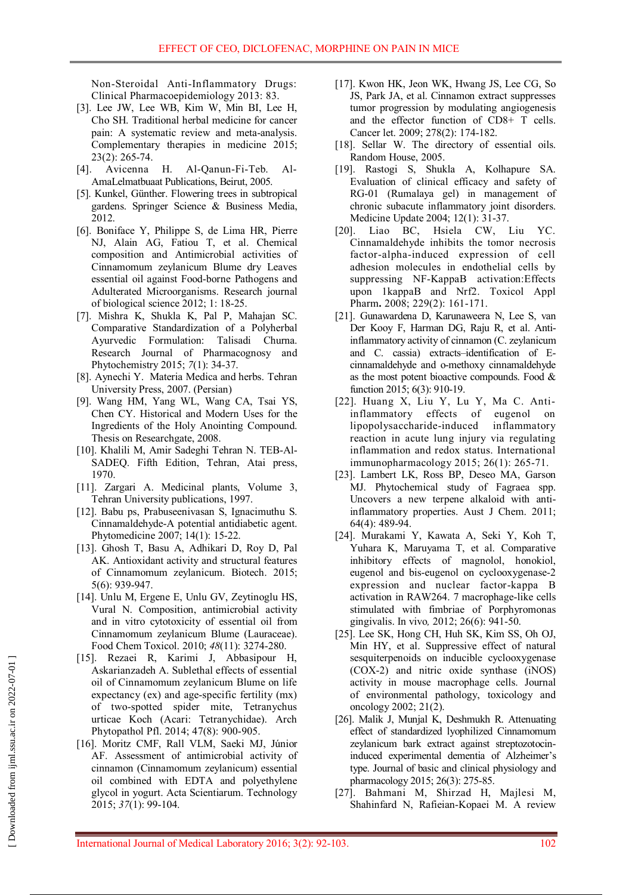Non-Steroidal Anti-Inflammatory Drugs: Clinical Pharmacoepidemiology 2013: 83.

[3]. Lee JW, Lee WB, Kim W, Min BI, Lee H, Cho SH. Traditional herbal medicine for cancer pain: A systematic review and meta-analysis. Complementary therapies in medicine 2015; 23(2): 265-74.

[4]. Avicenna H. Al-Qanun-Fi-Teb. Al-AmaLelmatbuaat Publications, Beirut, 2005.

[5]. Kunkel, Günther. Flowering trees in subtropical gardens. Springer Science & Business Media, 2012.

[6]. Boniface Y, Philippe S, de Lima HR, Pierre NJ, Alain AG, Fatiou T, et al. Chemical composition and Antimicrobial activities of Cinnamomum zeylanicum Blume dry Leaves essential oil against Food-borne Pathogens and Adulterated Microorganisms. Research journal of biological science 2012; 1: 18-25.

[7]. Mishra K, Shukla K, Pal P, Mahajan SC. Comparative Standardization of a Polyherbal Ayurvedic Formulation: Talisadi Churna. Research Journal of Pharmacognosy and Phytochemistry 2015; 7(1): 34-37.

[8]. Aynechi Y. Materia Medica and herbs. Tehran University Press, 2007. (Persian)

[9]. Wang HM, Yang WL, Wang CA, Tsai YS, Chen CY. Historical and Modern Uses for the Ingredients of the Holy Anointing Compound. Thesis on Researchgate, 2008.

[10]. Khalili M, Amir Sadeghi Tehran N. TEB-Al-SADEQ. Fifth Edition, Tehran, Atai press, 1970.

[11]. Zargari A. Medicinal plants, Volume 3, Tehran University publications, 1997.

[12]. Babu ps, Prabuseenivasan S, Ignacimuthu S. Cinnamaldehyde-A potential antidiabetic agent. Phytomedicine 2007; 14(1): 15-22.

[13]. Ghosh T, Basu A, Adhikari D, Roy D, Pal AK. Antioxidant activity and structural features of Cinnamomum zeylanicum. Biotech. 2015; 5(6): 939-947.

[14]. Unlu M, Ergene E, Unlu GV, Zeytinoglu HS, Vural N. Composition, antimicrobial activity and in vitro cytotoxicity of essential oil from Cinnamomum zeylanicum Blume (Lauraceae). Food Chem Toxicol. 2010; *48*(11): 3274-280.

[15]. Rezaei R, Karimi J, Abbasipour H, Askarianzadeh A. Sublethal effects of essential oil of Cinnamomum zeylanicum Blume on life expectancy (ex) and age-specific fertility (mx) of two-spotted spider mite, Tetranychus urticae Koch (Acari: Tetranychidae). Arch Phytopathol Pfl. 2014; 47(8): 900-905.

[16]. Moritz CMF, Rall VLM, Saeki MJ, Júnior AF. Assessment of antimicrobial activity of cinnamon (Cinnamomum zeylanicum) essential oil combined with EDTA and polyethylene glycol in yogurt. Acta Scientiarum. Technology 2015; *37*(1): 99-104.

[17]. Kwon HK, Jeon WK, Hwang JS, Lee CG, So JS, Park JA, et al. Cinnamon extract suppresses tumor progression by modulating angiogenesis and the effector function of CD8+ T cells. Cancer let. 2009; 278(2): 174-182.

[18]. Sellar W. The directory of essential oils. Random House, 2005.

[19]. Rastogi S, Shukla A, Kolhapure SA. Evaluation of clinical efficacy and safety of RG-01 (Rumalaya gel) in management of chronic subacute inflammatory joint disorders. Medicine Update 2004; 12(1): 31-37.

[20]. Liao BC, Hsiela CW, Liu YC. Cinnamaldehyde inhibits the tomor necrosis factor-alpha-induced expression of cell adhesion molecules in endothelial cells by suppressing NF-KappaB activation:Effects upon 1kappaB and Nrf2. Toxicol Appl Pharm**.** 2008; 229(2): 161-171.

[21]. Gunawardena D, Karunaweera N, Lee S, van Der Kooy F, Harman DG, Raju R, et al. Anti-inflammatory activity of cinnamon (C. zeylanicum and C. cassia) extracts–identification of E-cinnamaldehyde and o-methoxy cinnamaldehyde as the most potent bioactive compounds. Food & function 2015; 6(3): 910-19.

[22]. Huang X, Liu Y, Lu Y, Ma C. Anti-inflammatory effects of eugenol on lipopolysaccharide-induced inflammatory reaction in acute lung injury via regulating inflammation and redox status. International immunopharmacology 2015; 26(1): 265-71.

[23]. Lambert LK, Ross BP, Deseo MA, Garson MJ. Phytochemical study of Fagraea spp. Uncovers a new terpene alkaloid with anti-inflammatory properties. Aust J Chem. 2011; 64(4): 489-94.

[24]. Murakami Y, Kawata A, Seki Y, Koh T, Yuhara K, Maruyama T, et al. Comparative inhibitory effects of magnolol, honokiol, eugenol and bis-eugenol on cyclooxygenase-2 expression and nuclear factor-kappa B activation in RAW264. 7 macrophage-like cells stimulated with fimbriae of Porphyromonas gingivalis. In vivo*,* 2012; 26(6): 941-50.

[25]. Lee SK, Hong CH, Huh SK, Kim SS, Oh OJ, Min HY, et al. Suppressive effect of natural sesquiterpenoids on inducible cyclooxygenase (COX-2) and nitric oxide synthase (iNOS) activity in mouse macrophage cells. Journal of environmental pathology, toxicology and oncology 2002; 21(2).

[26]. Malik J, Munjal K, Deshmukh R. Attenuating effect of standardized lyophilized Cinnamomum zeylanicum bark extract against streptozotocin-induced experimental dementia of Alzheimer's type. Journal of basic and clinical physiology and pharmacology 2015; 26(3): 275-85.

[27]. Bahmani M, Shirzad H, Majlesi M, Shahinfard N, Rafieian-Kopaei M. A review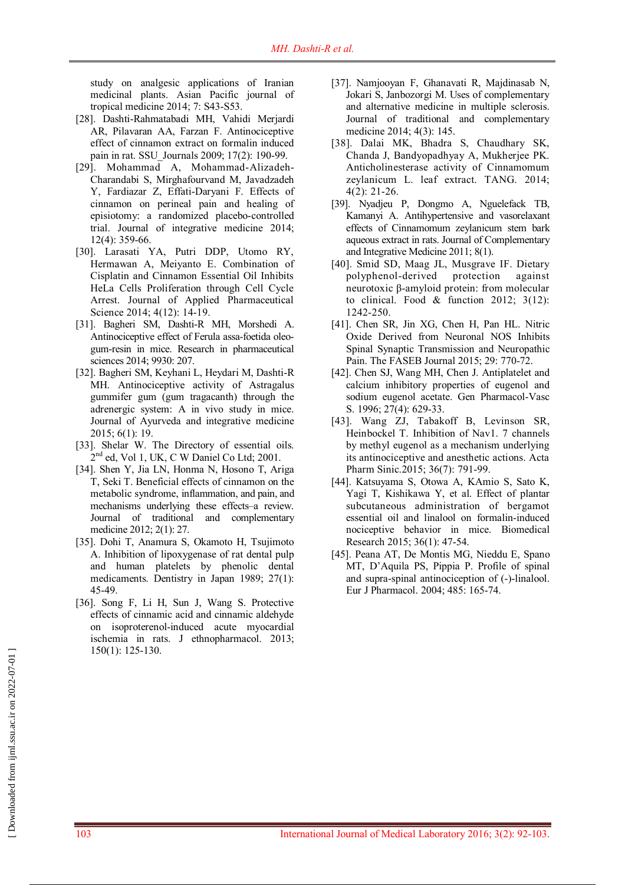study on analgesic applications of Iranian medicinal plants. Asian Pacific journal of tropical medicine 2014; 7: S43-S53.

[28]. Dashti-Rahmatabadi MH, Vahidi Merjardi AR, Pilavaran AA, Farzan F. Antinociceptive effect of cinnamon extract on formalin induced pain in rat. SSU_Journals 2009; 17(2): 190-99.

[29]. Mohammad A, Mohammad-Alizadeh-Charandabi S, Mirghafourvand M, Javadzadeh Y, Fardiazar Z, Effati-Daryani F. Effects of cinnamon on perineal pain and healing of episiotomy: a randomized placebo-controlled trial. Journal of integrative medicine 2014; 12(4): 359-66.

[30]. Larasati YA, Putri DDP, Utomo RY, Hermawan A, Meiyanto E. Combination of Cisplatin and Cinnamon Essential Oil Inhibits HeLa Cells Proliferation through Cell Cycle Arrest. Journal of Applied Pharmaceutical Science 2014; 4(12): 14-19.

[31]. Bagheri SM, Dashti-R MH, Morshedi A. Antinociceptive effect of Ferula assa-foetida oleo-gum-resin in mice. Research in pharmaceutical sciences 2014; 9930: 207.

[32]. Bagheri SM, Keyhani L, Heydari M, Dashti-R MH. Antinociceptive activity of Astragalus gummifer gum (gum tragacanth) through the adrenergic system: A in vivo study in mice. Journal of Ayurveda and integrative medicine 2015; 6(1): 19.

[33]. Shelar W. The Directory of essential oils. 2nd ed, Vol 1, UK, C W Daniel Co Ltd; 2001.

[34]. Shen Y, Jia LN, Honma N, Hosono T, Ariga T, Seki T. Beneficial effects of cinnamon on the metabolic syndrome, inflammation, and pain, and mechanisms underlying these effects–a review. Journal of traditional and complementary medicine 2012; 2(1): 27.

[35]. Dohi T, Anamura S, Okamoto H, Tsujimoto A. Inhibition of lipoxygenase of rat dental pulp and human platelets by phenolic dental medicaments. Dentistry in Japan 1989; 27(1): 45-49.

[36]. Song F, Li H, Sun J, Wang S. Protective effects of cinnamic acid and cinnamic aldehyde on isoproterenol-induced acute myocardial ischemia in rats. J ethnopharmacol. 2013; 150(1): 125-130.

[37]. Namjooyan F, Ghanavati R, Majdinasab N, Jokari S, Janbozorgi M. Uses of complementary and alternative medicine in multiple sclerosis. Journal of traditional and complementary medicine 2014; 4(3): 145.

[38]. Dalai MK, Bhadra S, Chaudhary SK, Chanda J, Bandyopadhyay A, Mukherjee PK. Anticholinesterase activity of Cinnamomum zeylanicum L. leaf extract. TANG. 2014; 4(2): 21-26.

[39]. Nyadjeu P, Dongmo A, Nguelefack TB, Kamanyi A. Antihypertensive and vasorelaxant effects of Cinnamomum zeylanicum stem bark aqueous extract in rats. Journal of Complementary and Integrative Medicine 2011; 8(1).

[40]. Smid SD, Maag JL, Musgrave IF. Dietary polyphenol-derived protection against neurotoxic β-amyloid protein: from molecular to clinical. Food & function 2012; 3(12): 1242-250.

[41]. Chen SR, Jin XG, Chen H, Pan HL. Nitric Oxide Derived from Neuronal NOS Inhibits Spinal Synaptic Transmission and Neuropathic Pain. The FASEB Journal 2015; 29: 770-72.

[42]. Chen SJ, Wang MH, Chen J. Antiplatelet and calcium inhibitory properties of eugenol and sodium eugenol acetate. Gen Pharmacol-Vasc S. 1996; 27(4): 629-33.

[43]. Wang ZJ, Tabakoff B, Levinson SR, Heinbockel T. Inhibition of Nav1. 7 channels by methyl eugenol as a mechanism underlying its antinociceptive and anesthetic actions. Acta Pharm Sinic.2015; 36(7): 791-99.

[44]. Katsuyama S, Otowa A, KAmio S, Sato K, Yagi T, Kishikawa Y, et al. Effect of plantar subcutaneous administration of bergamot essential oil and linalool on formalin-induced nociceptive behavior in mice. Biomedical Research 2015; 36(1): 47-54.

[45]. Peana AT, De Montis MG, Nieddu E, Spano MT, D'Aquila PS, Pippia P. Profile of spinal and supra-spinal antinociception of (-)-linalool. Eur J Pharmacol. 2004; 485: 165-74.